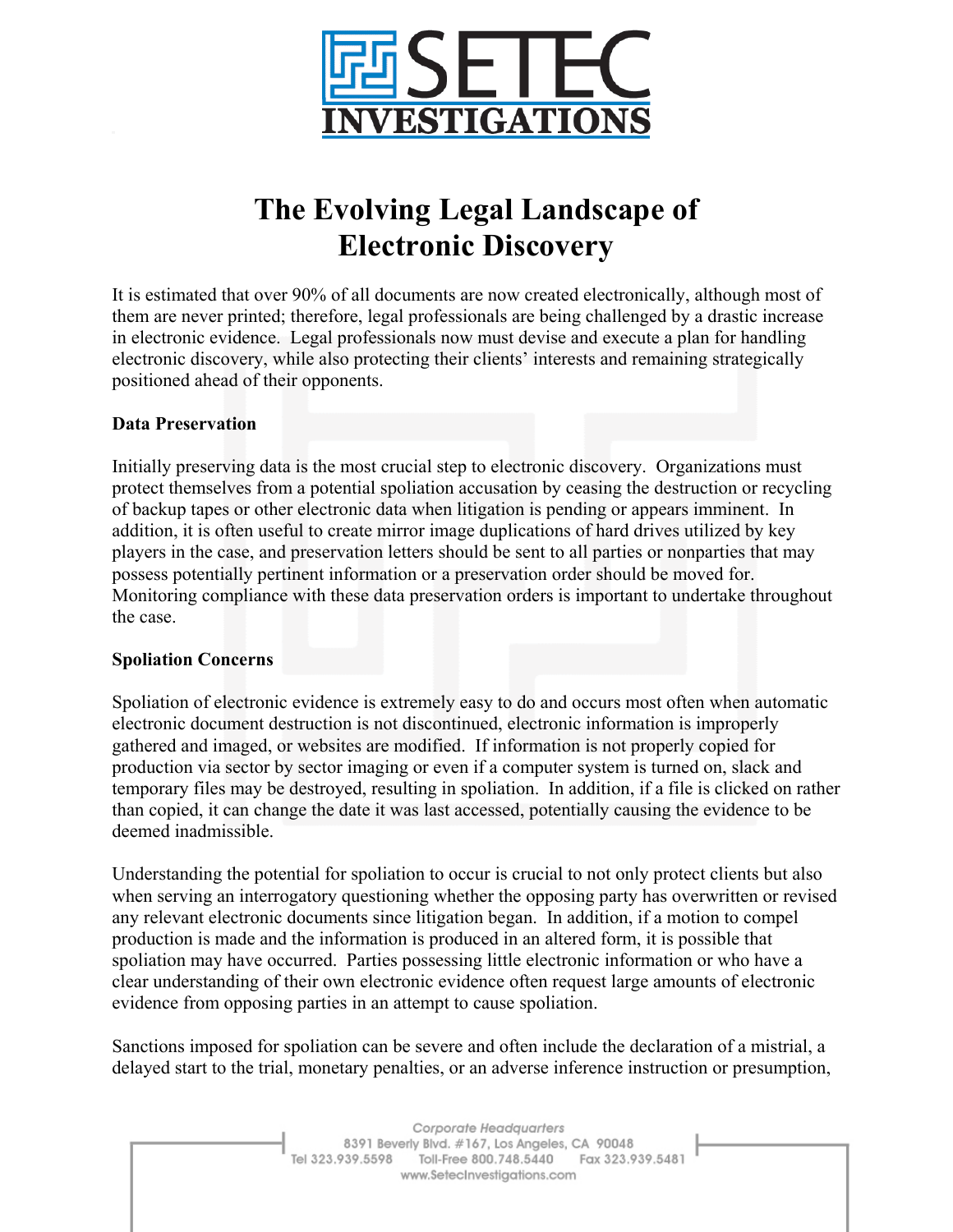# The Evolving Legal Landscape of Electronic Discovery

It is estimated that over 90% of all documents are now created electronically, although most of them are never printed; therefore, legal professionals are being challenged by a drastic increase in electronic evidence. Legal professionals now must devise and execute a plan for handling electronic discovery, while also protecting their clients' interests and remaining strategically positioned ahead of their opponents.

## Data Preservation

Initially preserving data is the most crucial step to electronic discovery. Organizations must protect themselves from a potential spoliation accusation by ceasing the destruction or recycling of backup tapes or other electronic data when litigation is pending or appears imminent. In addition, it is often useful to create mirror image duplications of hard drives utilized by key players in the case, and preservation letters should be sent to all parties or nonparties that may possess potentially pertinent information or a preservation order should be moved for. Monitoring compliance with these data preservation orders is important to undertake throughout the case.

## Spoliation Concerns

Spoliation of electronic evidence is extremely easy to do and occurs most often when automatic electronic document destruction is not discontinued, electronic information is improperly gathered and imaged, or websites are modified. If information is not properly copied for production via sector by sector imaging or even if a computer system is turned on, slack and temporary files may be destroyed, resulting in spoliation. In addition, if a file is clicked on rather than copied, it can change the date it was last accessed, potentially causing the evidence to be deemed inadmissible.

Understanding the potential for spoliation to occur is crucial to not only protect clients but also when serving an interrogatory questioning whether the opposing party has overwritten or revised any relevant electronic documents since litigation began. In addition, if a motion to compel production is made and the information is produced in an altered form, it is possible that spoliation may have occurred. Parties possessing little electronic information or who have a clear understanding of their own electronic evidence often request large amounts of electronic evidence from opposing parties in an attempt to cause spoliation.

Sanctions imposed for spoliation can be severe and often include the declaration of a mistrial, a delayed start to the trial, monetary penalties, or an adverse inference instruction or presumption,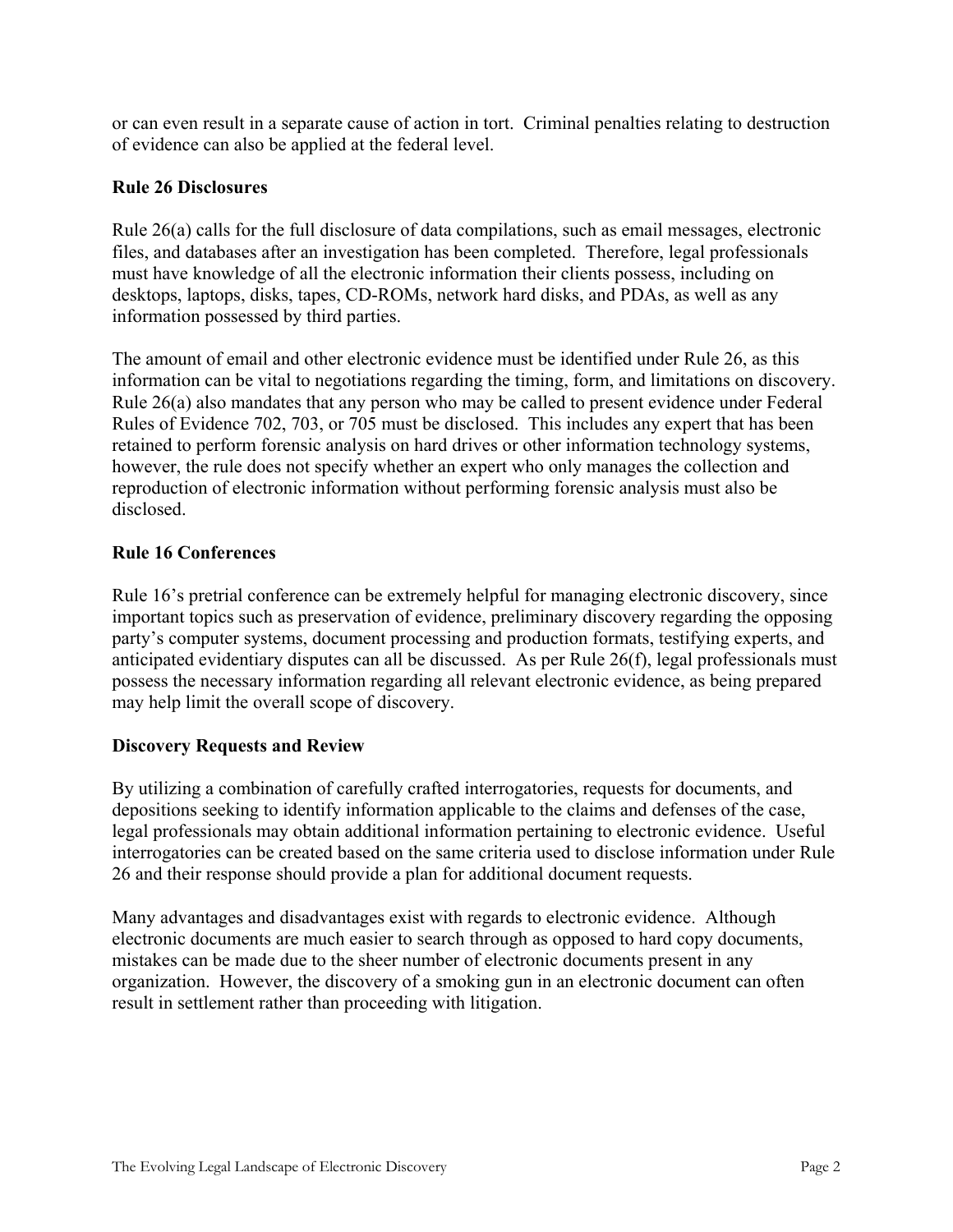or can even result in a separate cause of action in tort. Criminal penalties relating to destruction of evidence can also be applied at the federal level.

### Rule 26 Disclosures

Rule 26(a) calls for the full disclosure of data compilations, such as email messages, electronic files, and databases after an investigation has been completed. Therefore, legal professionals must have knowledge of all the electronic information their clients possess, including on desktops, laptops, disks, tapes, CD-ROMs, network hard disks, and PDAs, as well as any information possessed by third parties.

The amount of email and other electronic evidence must be identified under Rule 26, as this information can be vital to negotiations regarding the timing, form, and limitations on discovery. Rule 26(a) also mandates that any person who may be called to present evidence under Federal Rules of Evidence 702, 703, or 705 must be disclosed. This includes any expert that has been retained to perform forensic analysis on hard drives or other information technology systems, however, the rule does not specify whether an expert who only manages the collection and reproduction of electronic information without performing forensic analysis must also be disclosed.

### Rule 16 Conferences

Rule 16's pretrial conference can be extremely helpful for managing electronic discovery, since important topics such as preservation of evidence, preliminary discovery regarding the opposing party's computer systems, document processing and production formats, testifying experts, and anticipated evidentiary disputes can all be discussed. As per Rule 26(f), legal professionals must possess the necessary information regarding all relevant electronic evidence, as being prepared may help limit the overall scope of discovery.

### Discovery Requests and Review

By utilizing a combination of carefully crafted interrogatories, requests for documents, and depositions seeking to identify information applicable to the claims and defenses of the case, legal professionals may obtain additional information pertaining to electronic evidence. Useful interrogatories can be created based on the same criteria used to disclose information under Rule 26 and their response should provide a plan for additional document requests.

Many advantages and disadvantages exist with regards to electronic evidence. Although electronic documents are much easier to search through as opposed to hard copy documents, mistakes can be made due to the sheer number of electronic documents present in any organization. However, the discovery of a smoking gun in an electronic document can often result in settlement rather than proceeding with litigation.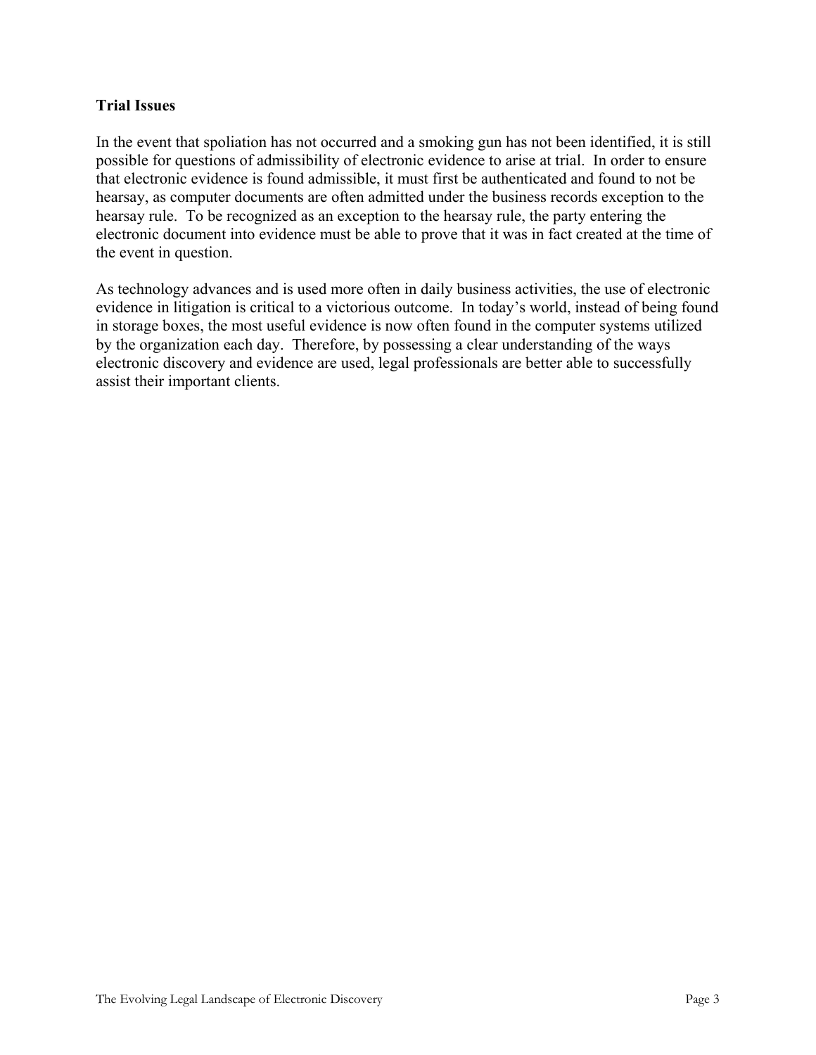### Trial Issues

In the event that spoliation has not occurred and a smoking gun has not been identified, it is still possible for questions of admissibility of electronic evidence to arise at trial. In order to ensure that electronic evidence is found admissible, it must first be authenticated and found to not be hearsay, as computer documents are often admitted under the business records exception to the hearsay rule. To be recognized as an exception to the hearsay rule, the party entering the electronic document into evidence must be able to prove that it was in fact created at the time of the event in question.

As technology advances and is used more often in daily business activities, the use of electronic evidence in litigation is critical to a victorious outcome. In today's world, instead of being found in storage boxes, the most useful evidence is now often found in the computer systems utilized by the organization each day. Therefore, by possessing a clear understanding of the ways electronic discovery and evidence are used, legal professionals are better able to successfully assist their important clients.